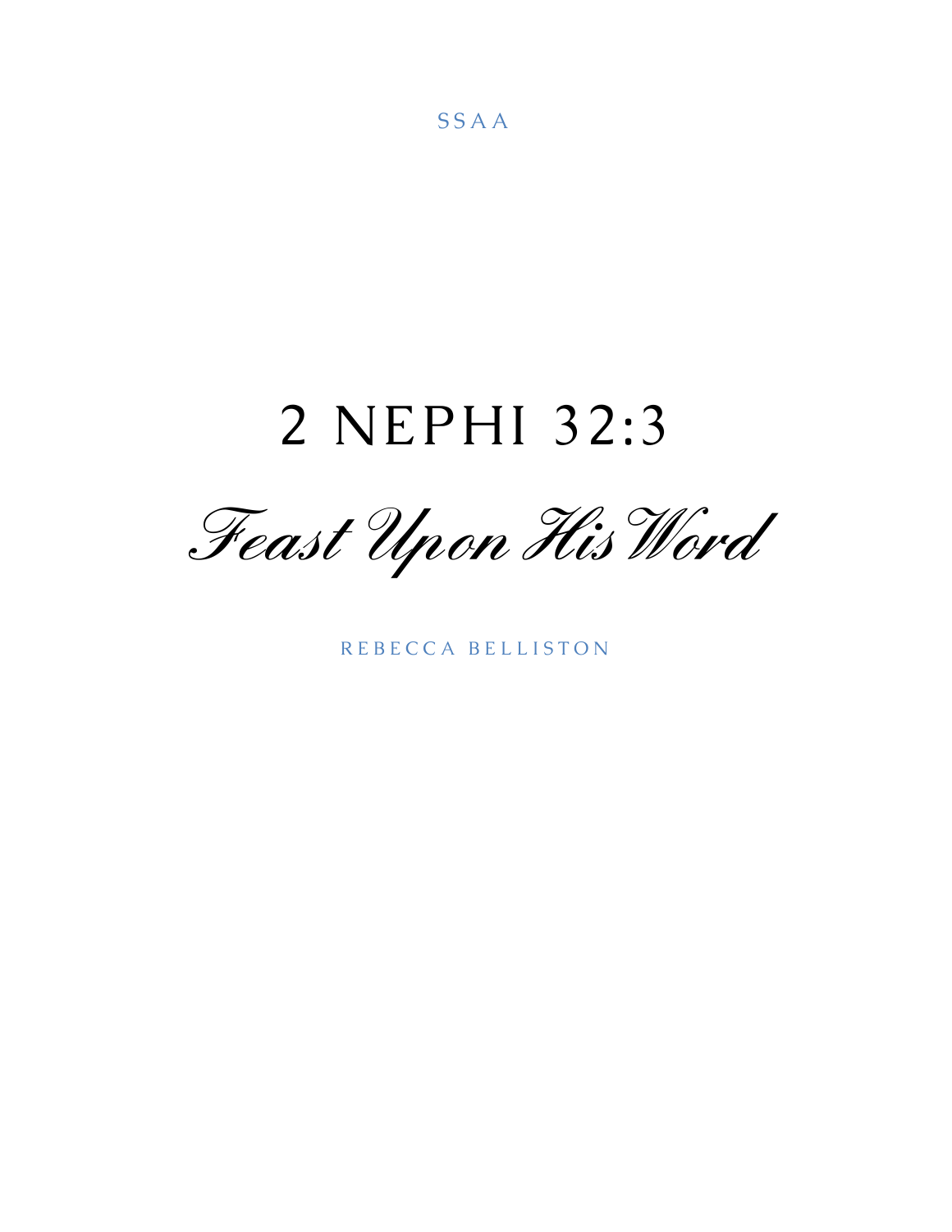SSAA

# 2 NEPHI 32:3

## *Feast Upon His Word*

REBECCA BELLISTON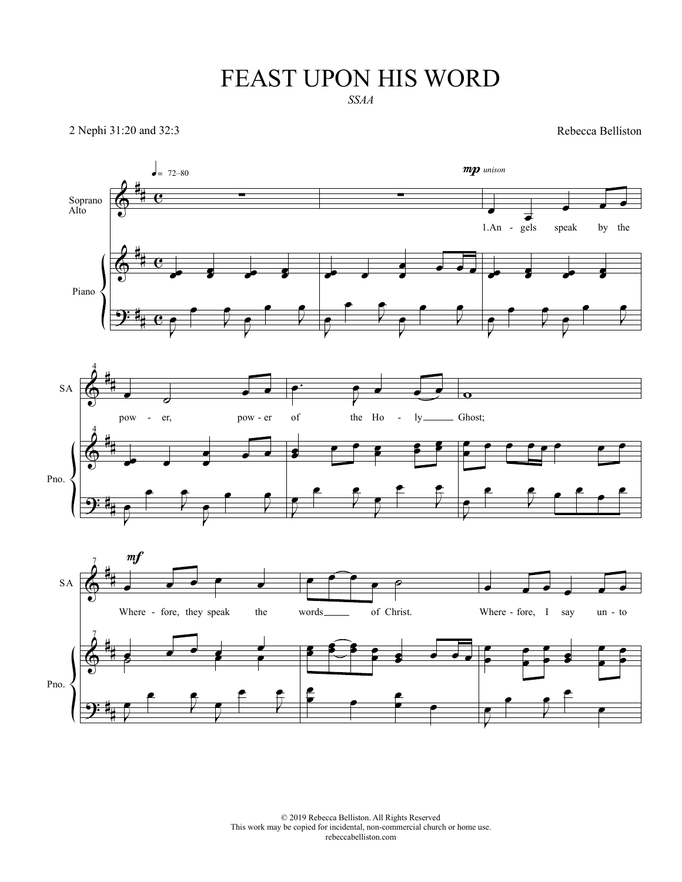# FEAST UPON HIS WORD

*SSAA*

2 Nephi 31:20 and 32:3

Rebecca Belliston

♩= 72–80

*mp unison*

1.An - gels speak by the pow - er, pow - er of the Ho - ly Ghost;

*mf*

Where - fore, they speak the words of Christ. Where - fore, I say un - to

© 2019 Rebecca Belliston. All Rights Reserved
This work may be copied for incidental, non-commercial church or home use.
rebeccabelliston.com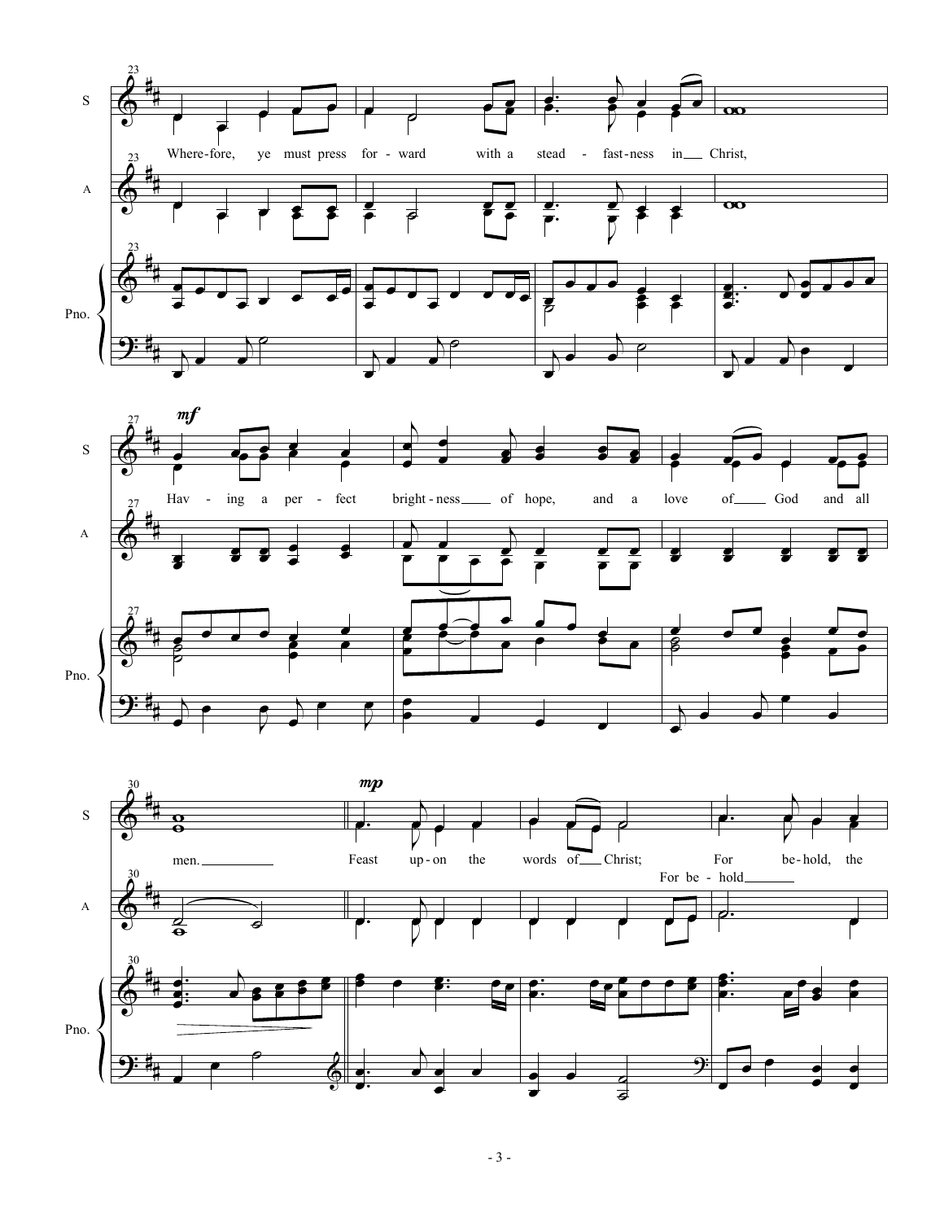Where-fore, ye must press for - ward with a stead - fast-ness in ___ Christ,

*mf*

Hav - ing a per - fect bright - ness ___ of hope, and a love of ___ God and all

men. ___

*mp*

Feast up - on the words of ___ Christ; For be - hold, the

For be - hold ___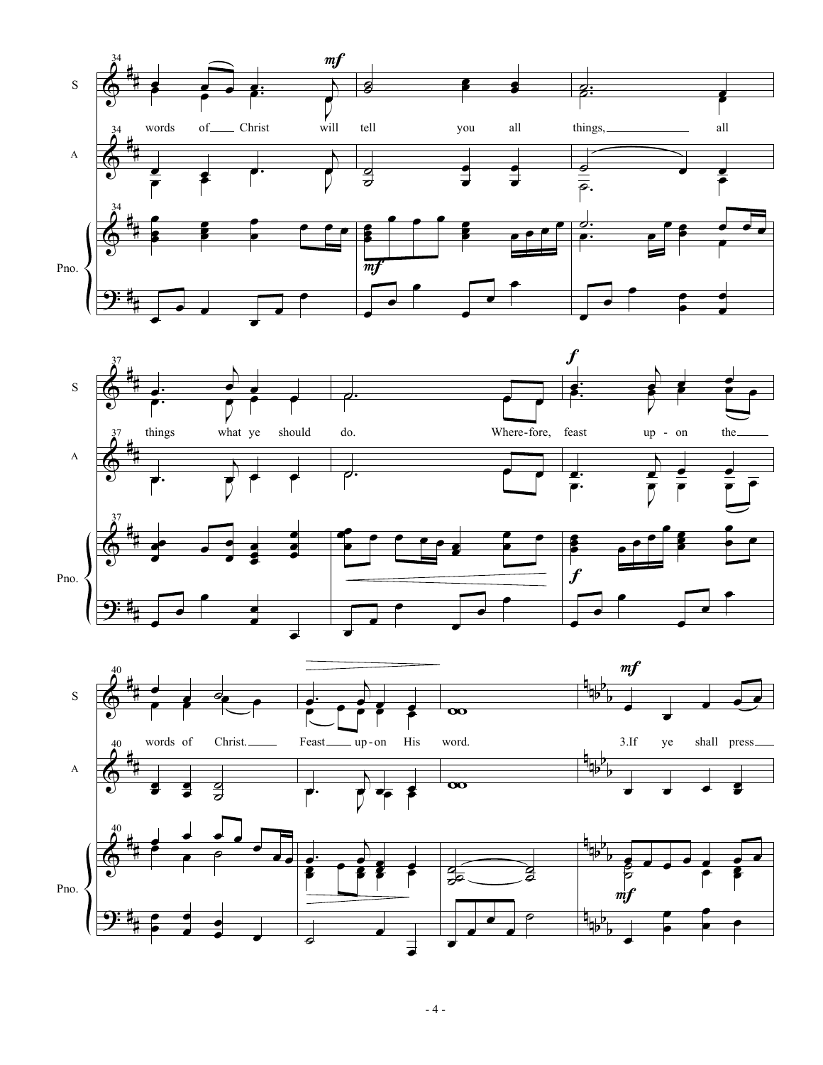S / A / Pno.

34 words of Christ will tell you all things, all

37 things what ye should do. Where-fore, feast up - on the

40 words of Christ. Feast up - on His word. 3.If ye shall press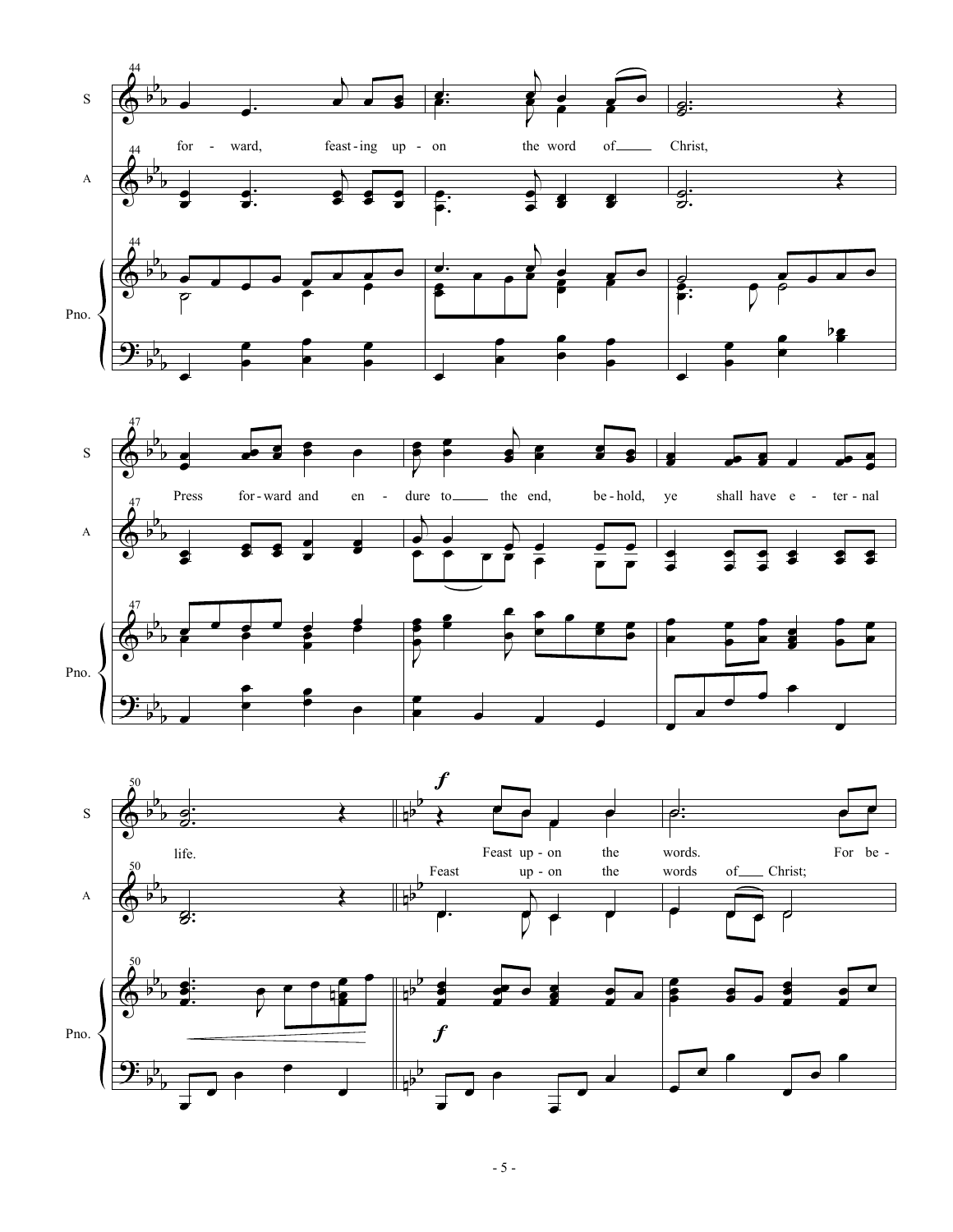for - ward, feast - ing up - on the word of ___ Christ,

Press for - ward and en - dure to ___ the end, be - hold, ye shall have e - ter - nal

life. Feast up - on the words. For be -

Feast up - on the words of ___ Christ;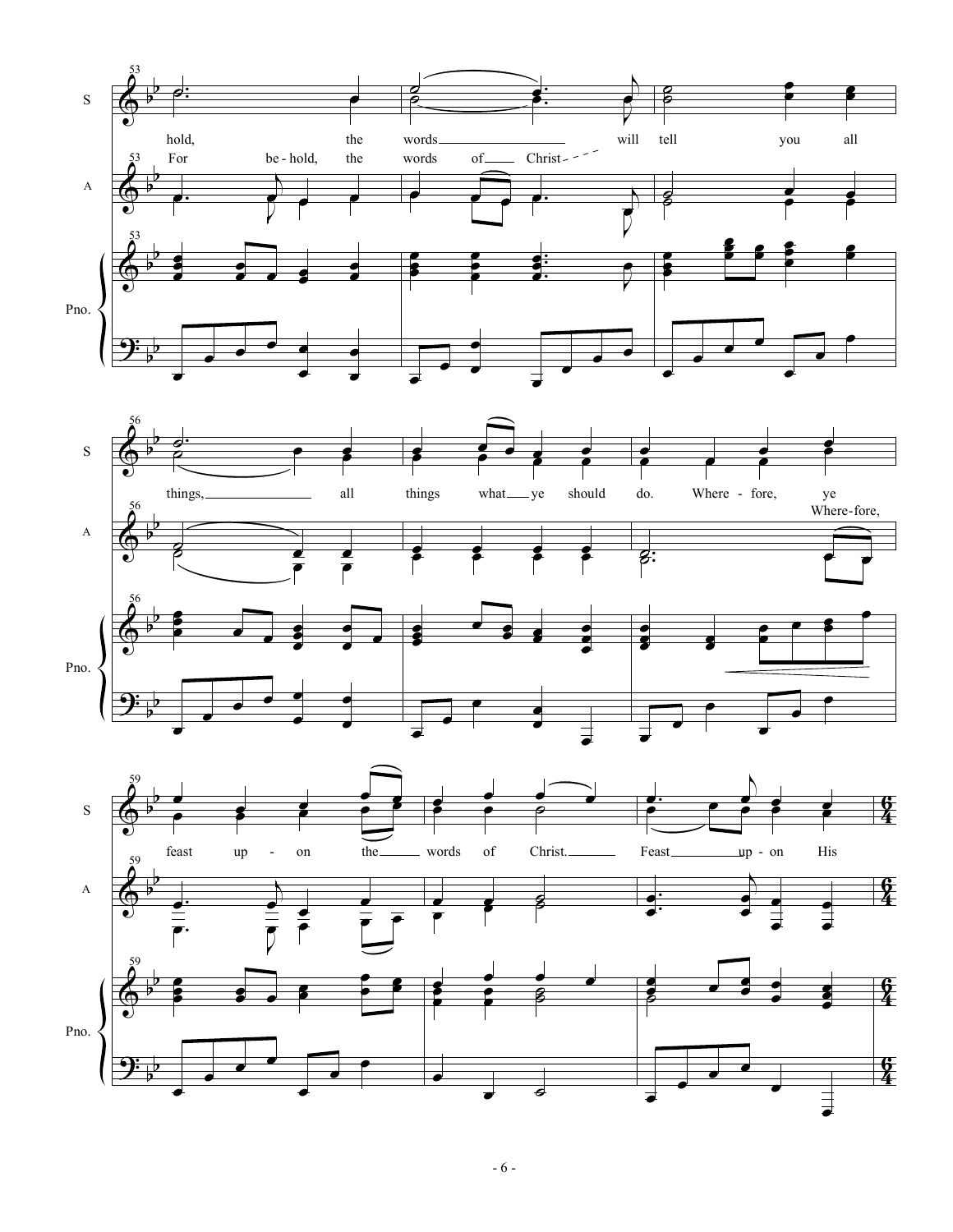S: hold, the words will tell you all

A: For be-hold, the words of Christ

S: things, all things what ye should do. Where-fore, ye

A: Where-fore,

S: feast up-on the words of Christ. Feast up-on His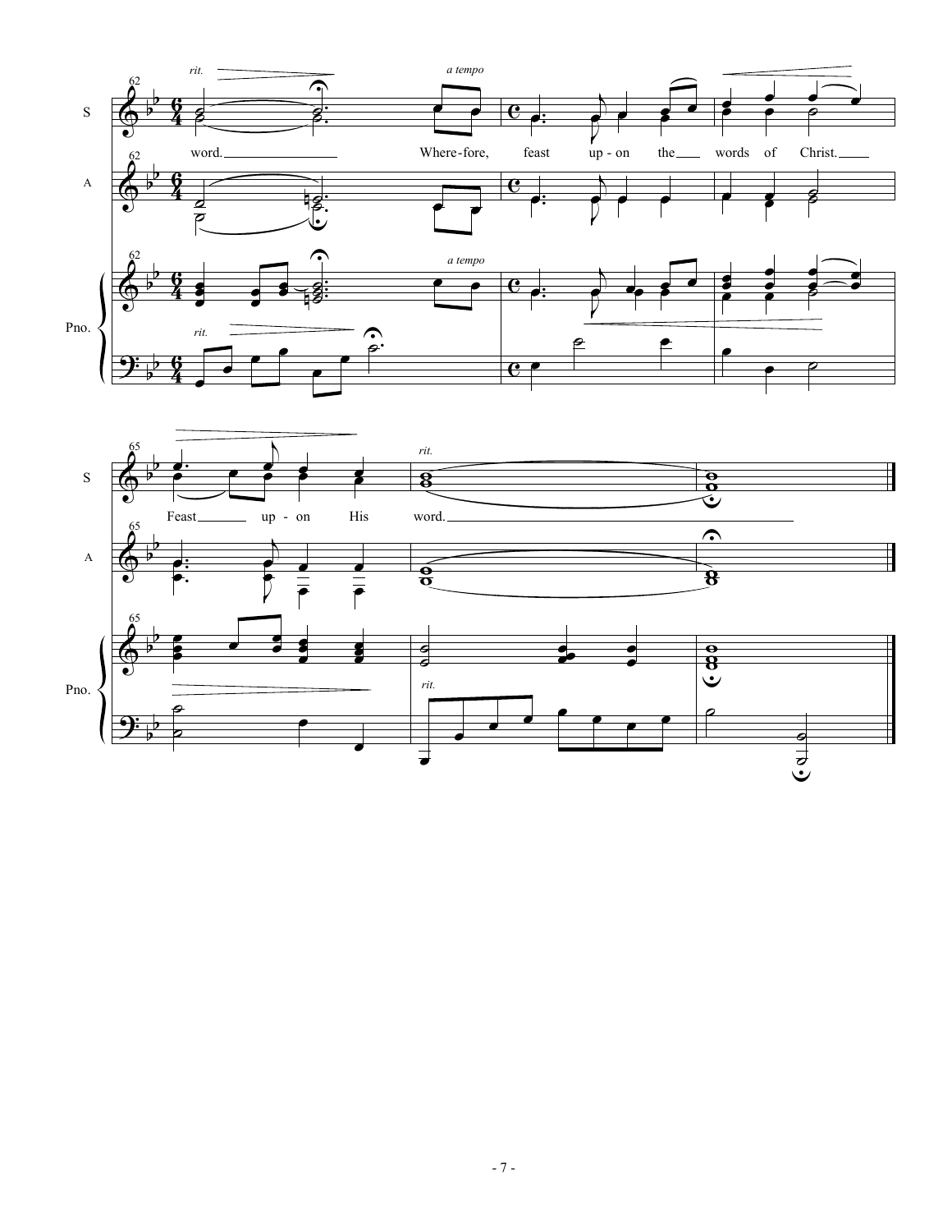word. Where-fore, feast up-on the words of Christ.

Feast up-on His word.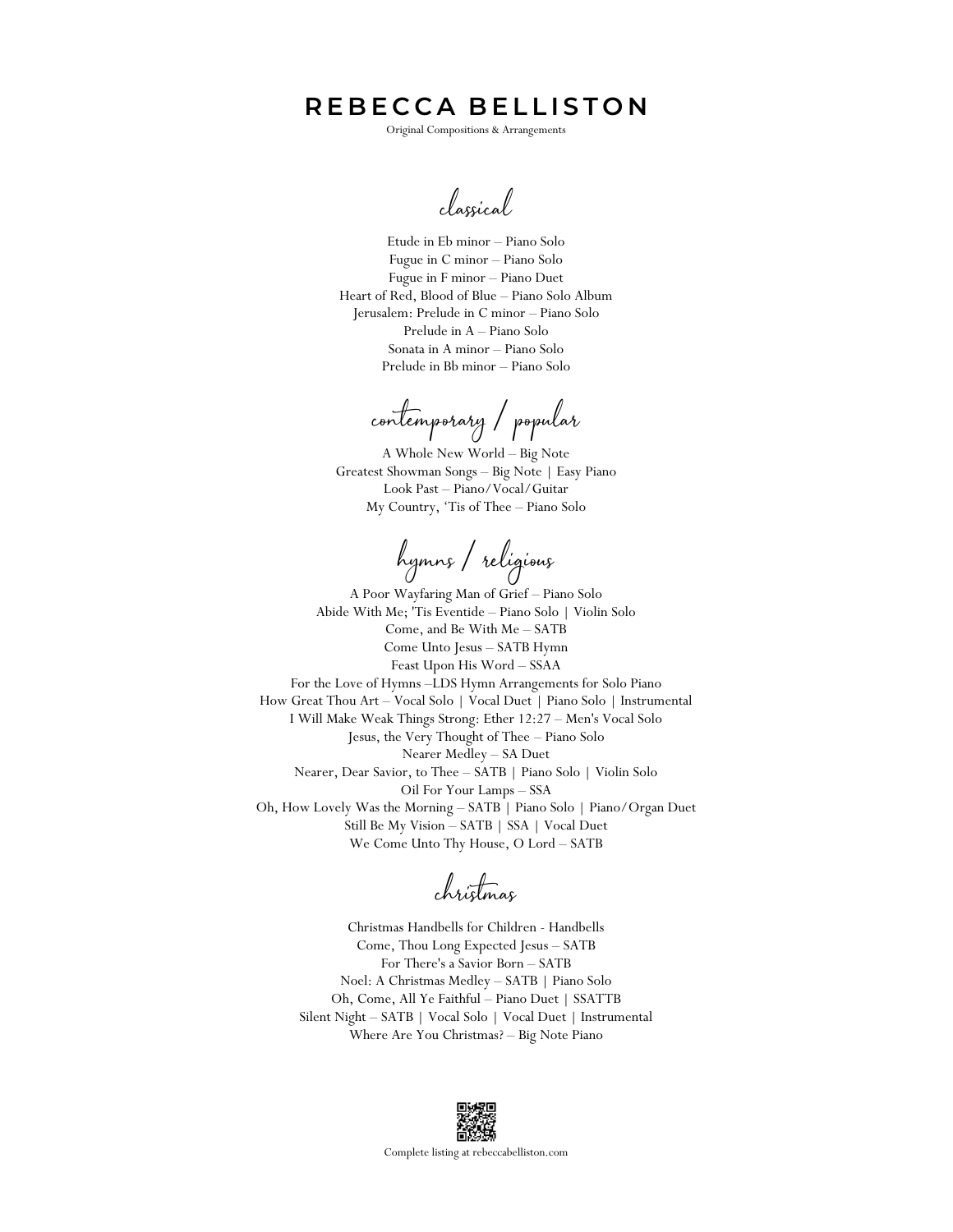# REBECCA BELLISTON

Original Compositions & Arrangements

## classical

Etude in Eb minor – Piano Solo
Fugue in C minor – Piano Solo
Fugue in F minor – Piano Duet
Heart of Red, Blood of Blue – Piano Solo Album
Jerusalem: Prelude in C minor – Piano Solo
Prelude in A – Piano Solo
Sonata in A minor – Piano Solo
Prelude in Bb minor – Piano Solo

## contemporary / popular

A Whole New World – Big Note
Greatest Showman Songs – Big Note | Easy Piano
Look Past – Piano/Vocal/Guitar
My Country, 'Tis of Thee – Piano Solo

## hymns / religious

A Poor Wayfaring Man of Grief – Piano Solo
Abide With Me; 'Tis Eventide – Piano Solo | Violin Solo
Come, and Be With Me – SATB
Come Unto Jesus – SATB Hymn
Feast Upon His Word – SSAA
For the Love of Hymns –LDS Hymn Arrangements for Solo Piano
How Great Thou Art – Vocal Solo | Vocal Duet | Piano Solo | Instrumental
I Will Make Weak Things Strong: Ether 12:27 – Men's Vocal Solo
Jesus, the Very Thought of Thee – Piano Solo
Nearer Medley – SA Duet
Nearer, Dear Savior, to Thee – SATB | Piano Solo | Violin Solo
Oil For Your Lamps – SSA
Oh, How Lovely Was the Morning – SATB | Piano Solo | Piano/Organ Duet
Still Be My Vision – SATB | SSA | Vocal Duet
We Come Unto Thy House, O Lord – SATB

## christmas

Christmas Handbells for Children - Handbells
Come, Thou Long Expected Jesus – SATB
For There's a Savior Born – SATB
Noel: A Christmas Medley – SATB | Piano Solo
Oh, Come, All Ye Faithful – Piano Duet | SSATTB
Silent Night – SATB | Vocal Solo | Vocal Duet | Instrumental
Where Are You Christmas? – Big Note Piano

Complete listing at rebeccabelliston.com